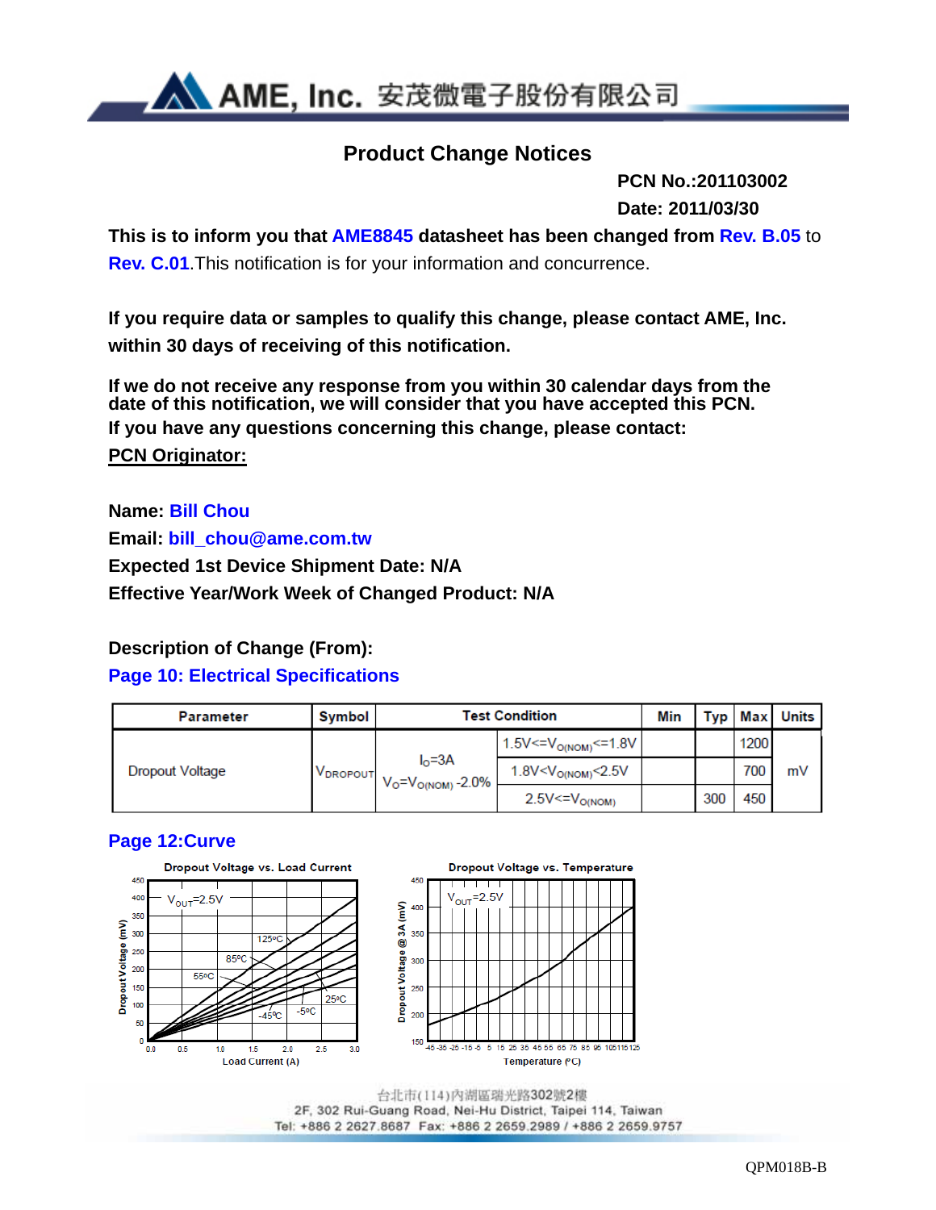# Product Change Notices

**PCN No.:201103002**

**Date: 2011/03/30**

**This is to inform you that AME8845 datasheet has been changed from Rev. B.05** to **Rev. C.01**.This notification is for your information and concurrence.

**If you require data or samples to qualify this change, please contact AME, Inc. within 30 days of receiving of this notification.**

**If we do not receive any response from you within 30 calendar days from the date of this notification, we will consider that you have accepted this PCN.**
**If you have any questions concerning this change, please contact:**

**PCN Originator:**

**Name: Bill Chou**
**Email: bill_chou@ame.com.tw**
**Expected 1st Device Shipment Date: N/A**
**Effective Year/Work Week of Changed Product: N/A**

## Description of Change (From):

### Page 10: Electrical Specifications

| Parameter | Symbol | Test Condition | | Min | Typ | Max | Units |
|---|---|---|---|---|---|---|---|
| Dropout Voltage | $V_{DROPOUT}$ | $I_O$=3A $V_O$=$V_{O(NOM)}$ -2.0% | 1.5V<=$V_{O(NOM)}$<=1.8V | | | 1200 | mV |
| | | | 1.8V<$V_{O(NOM)}$<2.5V | | | 700 | |
| | | | 2.5V<=$V_{O(NOM)}$ | | 300 | 450 | |

### Page 12:Curve

Dropout Voltage vs. Load Current

Dropout Voltage vs. Temperature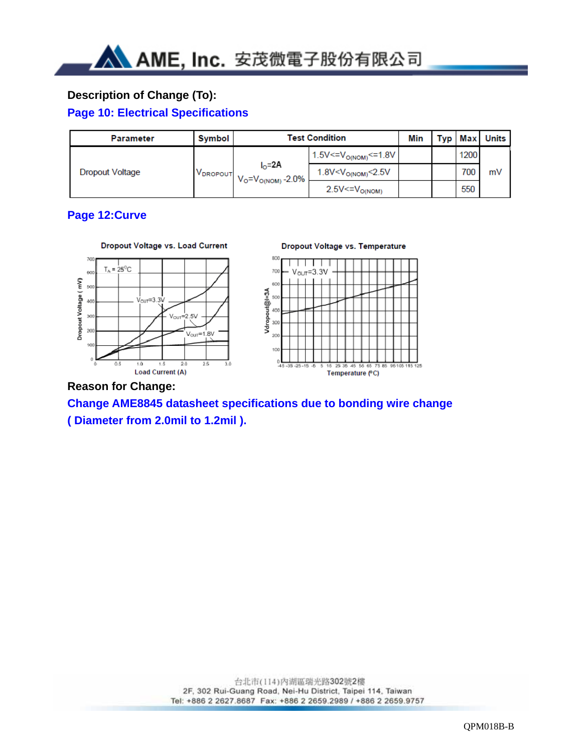**Description of Change (To):**

**Page 10: Electrical Specifications**

| Parameter | Symbol | Test Condition | | Min | Typ | Max | Units |
|---|---|---|---|---|---|---|---|
| Dropout Voltage | $V_{DROPOUT}$ | $I_O$=2A<br>$V_O$=$V_{O(NOM)}$ -2.0% | 1.5V<=$V_{O(NOM)}$<=1.8V | | | 1200 | mV |
| | | | 1.8V<$V_{O(NOM)}$<2.5V | | | 700 | |
| | | | 2.5V<=$V_{O(NOM)}$ | | | 550 | |

**Page 12:Curve**

Dropout Voltage vs. Load Current

Dropout Voltage vs. Temperature

**Reason for Change:**

**Change AME8845 datasheet specifications due to bonding wire change ( Diameter from 2.0mil to 1.2mil ).**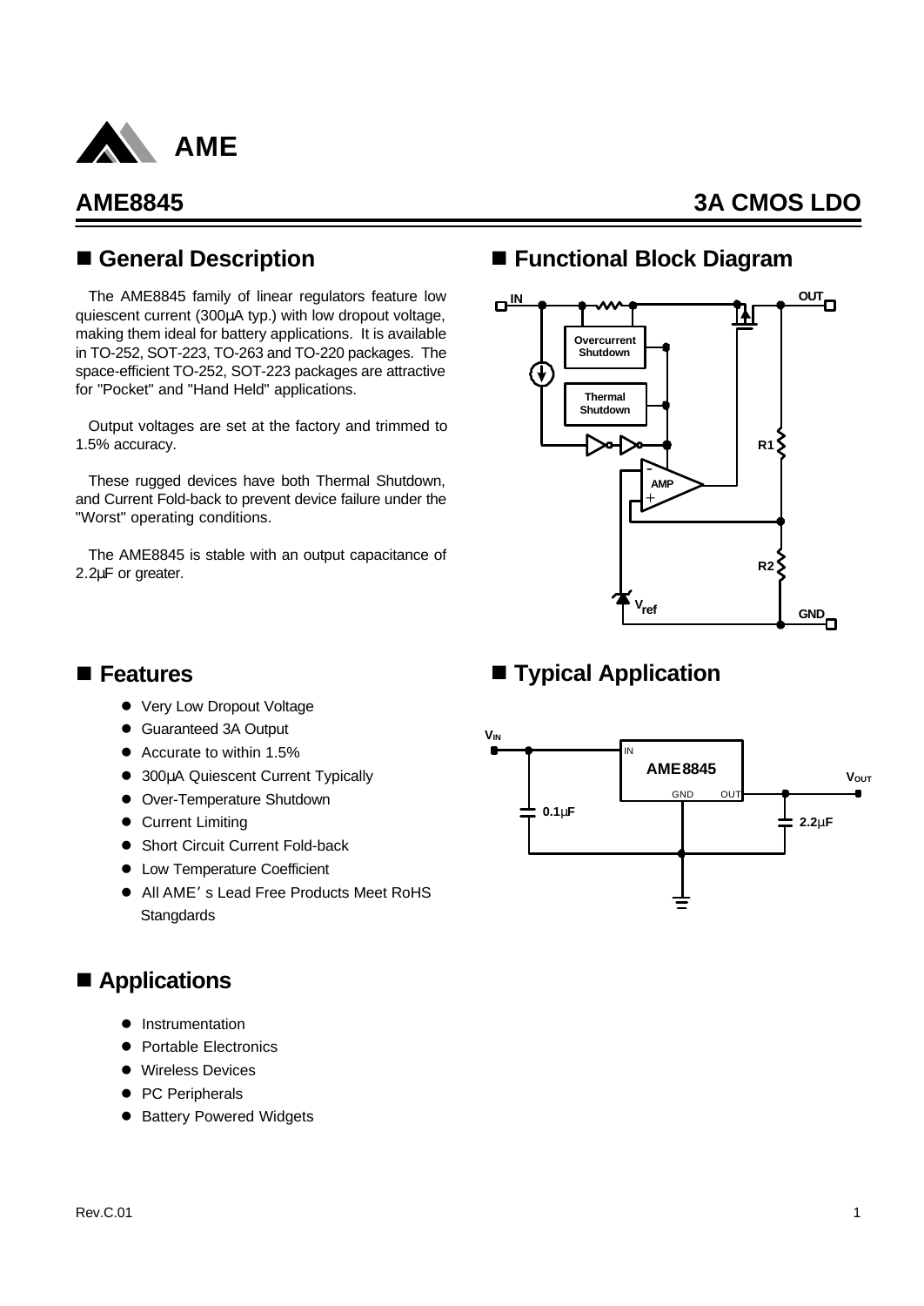AME

# AME8845

## 3A CMOS LDO

## ■ General Description

The AME8845 family of linear regulators feature low quiescent current (300µA typ.) with low dropout voltage, making them ideal for battery applications. It is available in TO-252, SOT-223, TO-263 and TO-220 packages. The space-efficient TO-252, SOT-223 packages are attractive for "Pocket" and "Hand Held" applications.

Output voltages are set at the factory and trimmed to 1.5% accuracy.

These rugged devices have both Thermal Shutdown, and Current Fold-back to prevent device failure under the "Worst" operating conditions.

The AME8845 is stable with an output capacitance of 2.2µF or greater.

## ■ Functional Block Diagram

IN, OUT, Overcurrent Shutdown, Thermal Shutdown, AMP, R1, R2, $V_{ref}$, GND

## ■ Features

- Very Low Dropout Voltage
- Guaranteed 3A Output
- Accurate to within 1.5%
- 300µA Quiescent Current Typically
- Over-Temperature Shutdown
- Current Limiting
- Short Circuit Current Fold-back
- Low Temperature Coefficient
- All AME's Lead Free Products Meet RoHS Stangdards

## ■ Typical Application

$V_{IN}$, IN, AME8845, GND, OUT, $V_{OUT}$, 0.1µF, 2.2µF

## ■ Applications

- Instrumentation
- Portable Electronics
- Wireless Devices
- PC Peripherals
- Battery Powered Widgets

Rev.C.01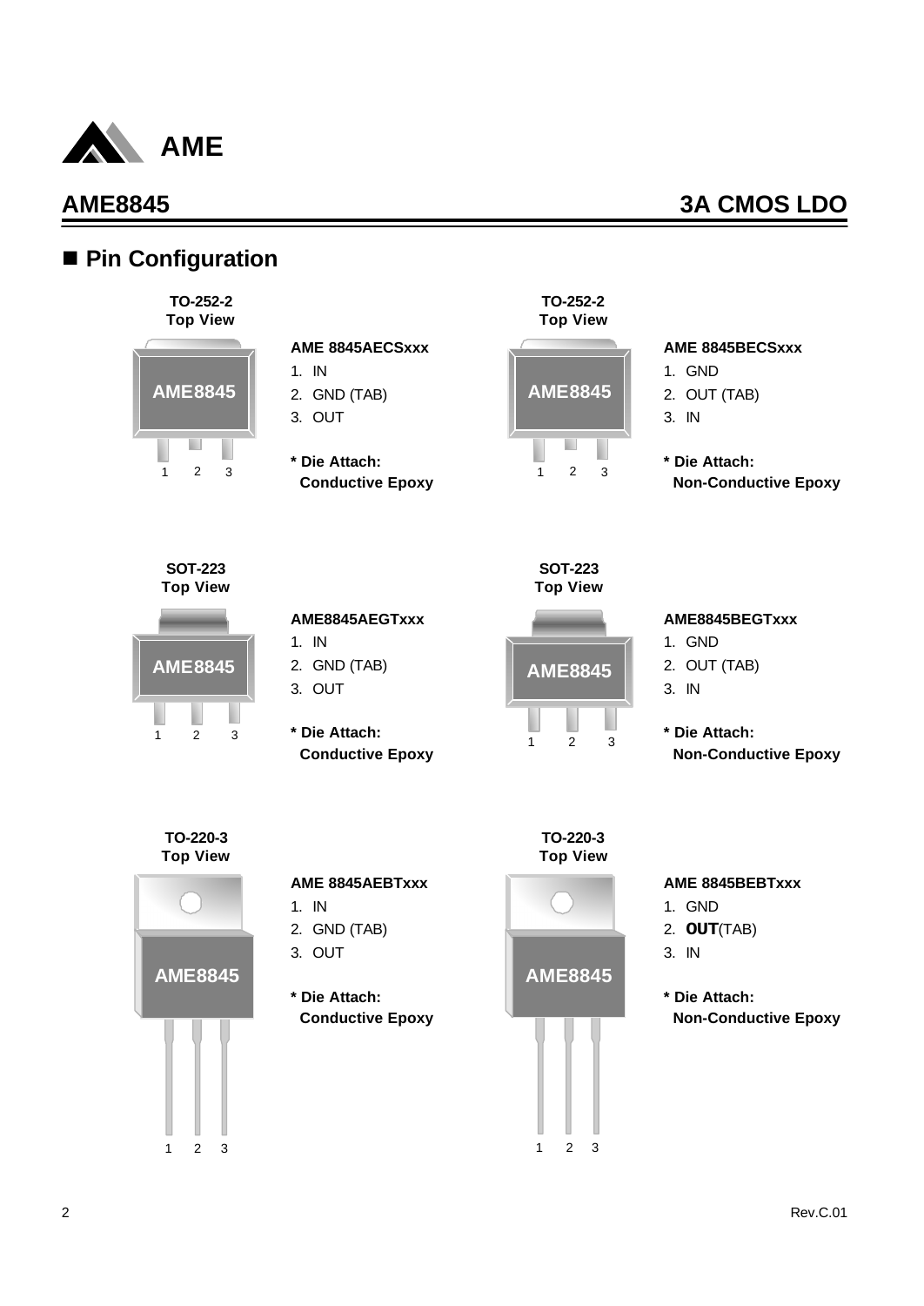# AME8845 3A CMOS LDO

## ■ Pin Configuration

**TO-252-2**
**Top View**

AME8845

1 2 3

**AME 8845AECSxxx**

1. IN
2. GND (TAB)
3. OUT

**\* Die Attach:**
**Conductive Epoxy**

**TO-252-2**
**Top View**

AME8845

1 2 3

**AME 8845BECSxxx**

1. GND
2. OUT (TAB)
3. IN

**\* Die Attach:**
**Non-Conductive Epoxy**

**SOT-223**
**Top View**

AME8845

1 2 3

**AME8845AEGTxxx**

1. IN
2. GND (TAB)
3. OUT

**\* Die Attach:**
**Conductive Epoxy**

**SOT-223**
**Top View**

AME8845

1 2 3

**AME8845BEGTxxx**

1. GND
2. OUT (TAB)
3. IN

**\* Die Attach:**
**Non-Conductive Epoxy**

**TO-220-3**
**Top View**

AME8845

1 2 3

**AME 8845AEBTxxx**

1. IN
2. GND (TAB)
3. OUT

**\* Die Attach:**
**Conductive Epoxy**

**TO-220-3**
**Top View**

AME8845

1 2 3

**AME 8845BEBTxxx**

1. GND
2. **OUT**(TAB)
3. IN

**\* Die Attach:**
**Non-Conductive Epoxy**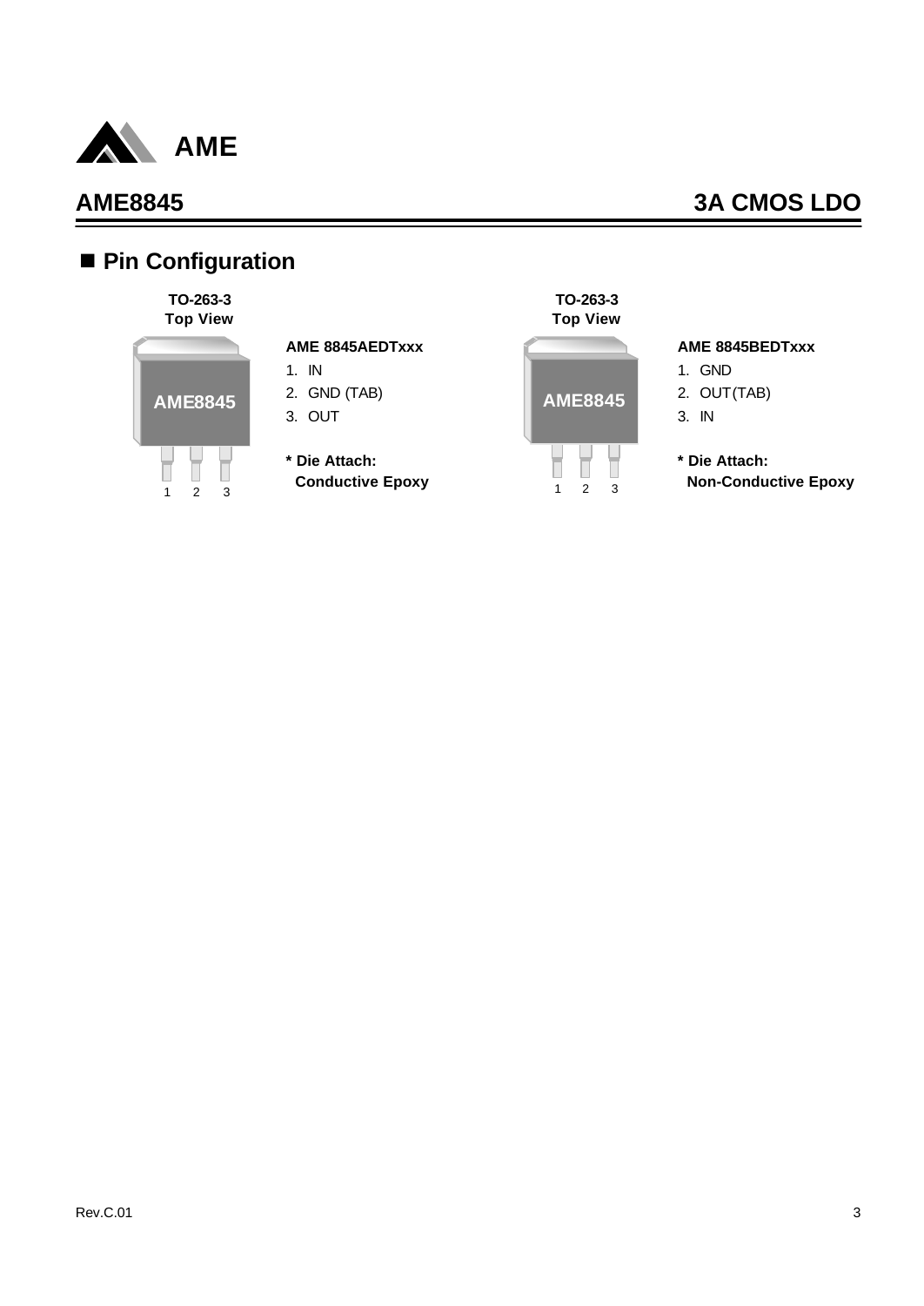# AME8845 3A CMOS LDO

## ■ Pin Configuration

**TO-263-3**
**Top View**

AME8845

1 2 3

**AME 8845AEDTxxx**

1. IN
2. GND (TAB)
3. OUT

**\* Die Attach:**
**Conductive Epoxy**

**TO-263-3**
**Top View**

AME8845

1 2 3

**AME 8845BEDTxxx**

1. GND
2. OUT(TAB)
3. IN

**\* Die Attach:**
**Non-Conductive Epoxy**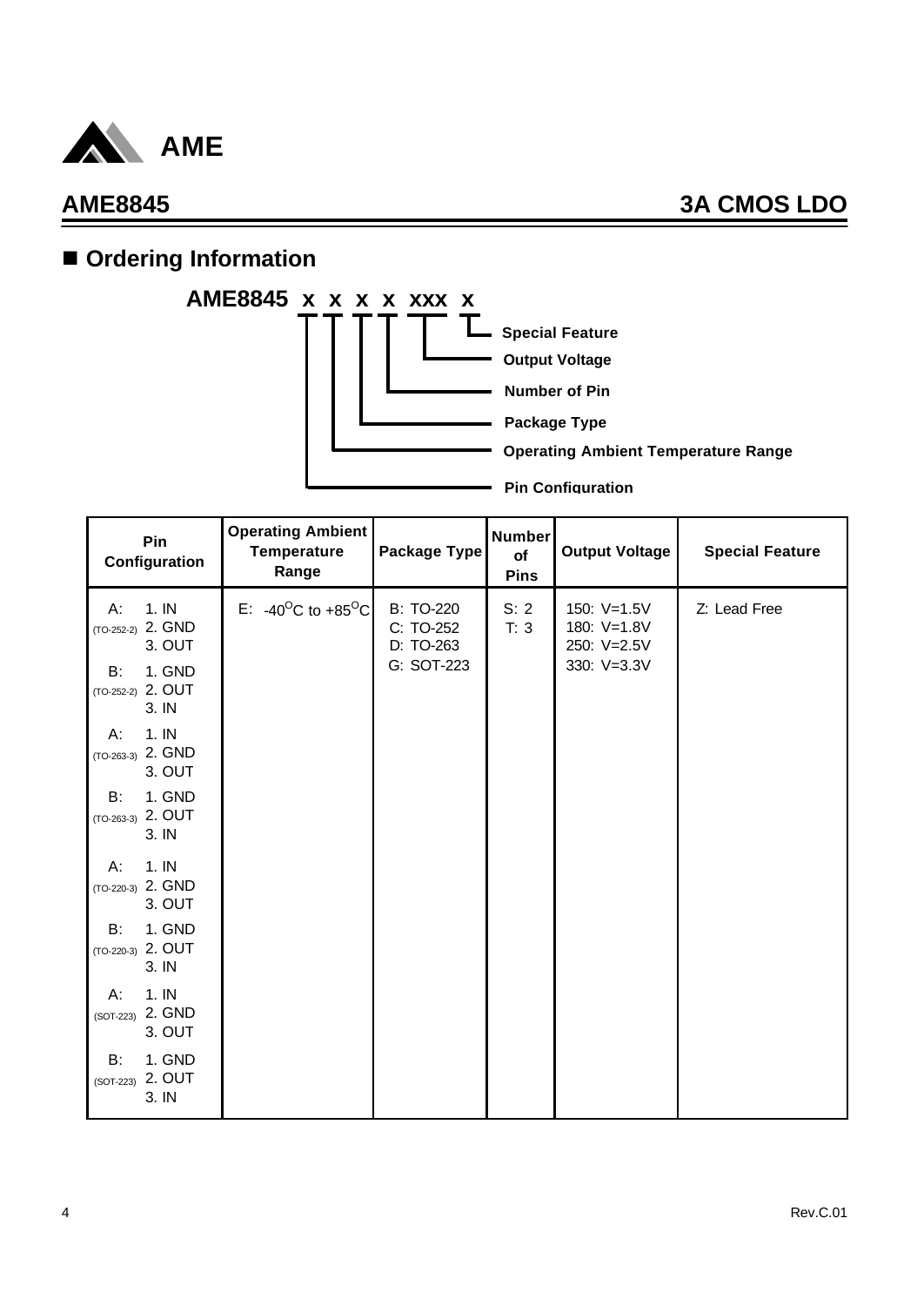## Ordering Information

**AME8845 x x x x xxx x**

- Special Feature
- Output Voltage
- Number of Pin
- Package Type
- Operating Ambient Temperature Range
- Pin Configuration

| Pin Configuration | Operating Ambient Temperature Range | Package Type | Number of Pins | Output Voltage | Special Feature |
|---|---|---|---|---|---|
| A: (TO-252-2) 1. IN 2. GND 3. OUT | E: -40°C to +85°C | B: TO-220 | S: 2 | 150: V=1.5V | Z: Lead Free |
| B: (TO-252-2) 1. GND 2. OUT 3. IN | | C: TO-252 | T: 3 | 180: V=1.8V | |
| A: (TO-263-3) 1. IN 2. GND 3. OUT | | D: TO-263 | | 250: V=2.5V | |
| B: (TO-263-3) 1. GND 2. OUT 3. IN | | G: SOT-223 | | 330: V=3.3V | |
| A: (TO-220-3) 1. IN 2. GND 3. OUT | | | | | |
| B: (TO-220-3) 1. GND 2. OUT 3. IN | | | | | |
| A: (SOT-223) 1. IN 2. GND 3. OUT | | | | | |
| B: (SOT-223) 1. GND 2. OUT 3. IN | | | | | |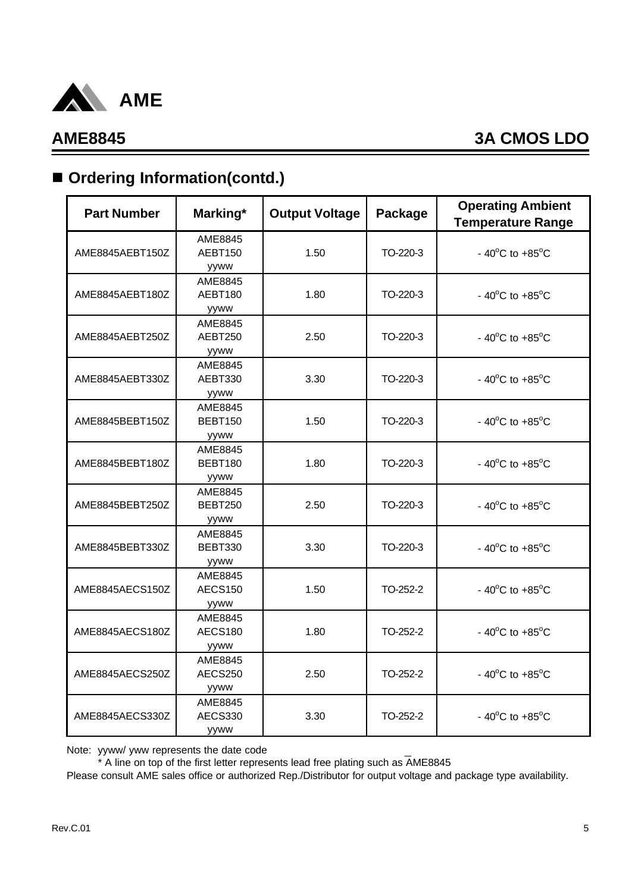## AME8845 3A CMOS LDO

## ■ Ordering Information(contd.)

| Part Number | Marking* | Output Voltage | Package | Operating Ambient Temperature Range |
|---|---|---|---|---|
| AME8845AEBT150Z | AME8845 AEBT150 yyww | 1.50 | TO-220-3 | - 40°C to +85°C |
| AME8845AEBT180Z | AME8845 AEBT180 yyww | 1.80 | TO-220-3 | - 40°C to +85°C |
| AME8845AEBT250Z | AME8845 AEBT250 yyww | 2.50 | TO-220-3 | - 40°C to +85°C |
| AME8845AEBT330Z | AME8845 AEBT330 yyww | 3.30 | TO-220-3 | - 40°C to +85°C |
| AME8845BEBT150Z | AME8845 BEBT150 yyww | 1.50 | TO-220-3 | - 40°C to +85°C |
| AME8845BEBT180Z | AME8845 BEBT180 yyww | 1.80 | TO-220-3 | - 40°C to +85°C |
| AME8845BEBT250Z | AME8845 BEBT250 yyww | 2.50 | TO-220-3 | - 40°C to +85°C |
| AME8845BEBT330Z | AME8845 BEBT330 yyww | 3.30 | TO-220-3 | - 40°C to +85°C |
| AME8845AECS150Z | AME8845 AECS150 yyww | 1.50 | TO-252-2 | - 40°C to +85°C |
| AME8845AECS180Z | AME8845 AECS180 yyww | 1.80 | TO-252-2 | - 40°C to +85°C |
| AME8845AECS250Z | AME8845 AECS250 yyww | 2.50 | TO-252-2 | - 40°C to +85°C |
| AME8845AECS330Z | AME8845 AECS330 yyww | 3.30 | TO-252-2 | - 40°C to +85°C |

Note: yyww/ yww represents the date code

\* A line on top of the first letter represents lead free plating such as $\overline{A}$ME8845

Please consult AME sales office or authorized Rep./Distributor for output voltage and package type availability.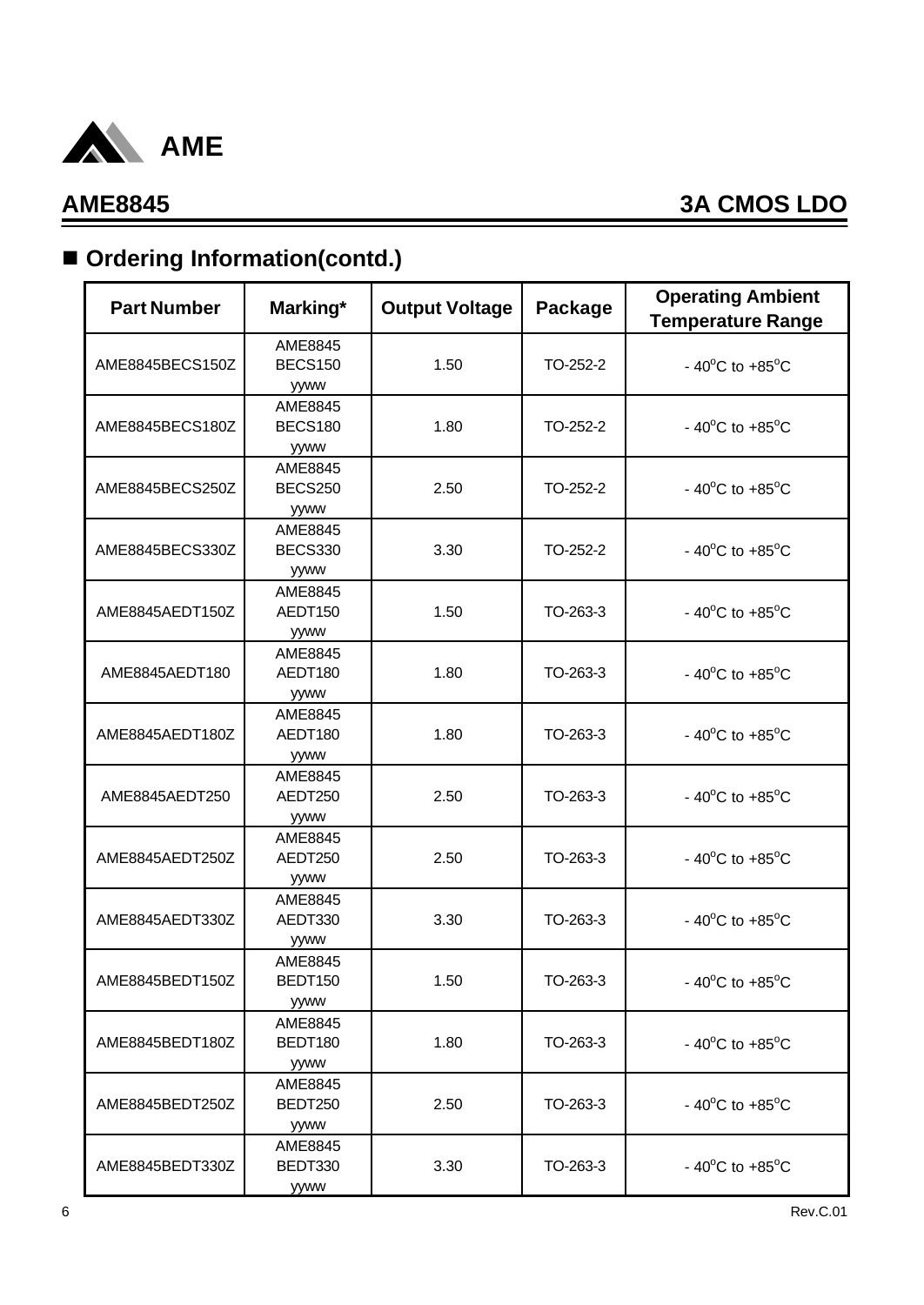## ■ Ordering Information(contd.)

| Part Number | Marking* | Output Voltage | Package | Operating Ambient Temperature Range |
|---|---|---|---|---|
| AME8845BECS150Z | AME8845 BECS150 yyww | 1.50 | TO-252-2 | - $40^oC$ to $+85^oC$ |
| AME8845BECS180Z | AME8845 BECS180 yyww | 1.80 | TO-252-2 | - $40^oC$ to $+85^oC$ |
| AME8845BECS250Z | AME8845 BECS250 yyww | 2.50 | TO-252-2 | - $40^oC$ to $+85^oC$ |
| AME8845BECS330Z | AME8845 BECS330 yyww | 3.30 | TO-252-2 | - $40^oC$ to $+85^oC$ |
| AME8845AEDT150Z | AME8845 AEDT150 yyww | 1.50 | TO-263-3 | - $40^oC$ to $+85^oC$ |
| AME8845AEDT180 | AME8845 AEDT180 yyww | 1.80 | TO-263-3 | - $40^oC$ to $+85^oC$ |
| AME8845AEDT180Z | AME8845 AEDT180 yyww | 1.80 | TO-263-3 | - $40^oC$ to $+85^oC$ |
| AME8845AEDT250 | AME8845 AEDT250 yyww | 2.50 | TO-263-3 | - $40^oC$ to $+85^oC$ |
| AME8845AEDT250Z | AME8845 AEDT250 yyww | 2.50 | TO-263-3 | - $40^oC$ to $+85^oC$ |
| AME8845AEDT330Z | AME8845 AEDT330 yyww | 3.30 | TO-263-3 | - $40^oC$ to $+85^oC$ |
| AME8845BEDT150Z | AME8845 BEDT150 yyww | 1.50 | TO-263-3 | - $40^oC$ to $+85^oC$ |
| AME8845BEDT180Z | AME8845 BEDT180 yyww | 1.80 | TO-263-3 | - $40^oC$ to $+85^oC$ |
| AME8845BEDT250Z | AME8845 BEDT250 yyww | 2.50 | TO-263-3 | - $40^oC$ to $+85^oC$ |
| AME8845BEDT330Z | AME8845 BEDT330 yyww | 3.30 | TO-263-3 | - $40^oC$ to $+85^oC$ |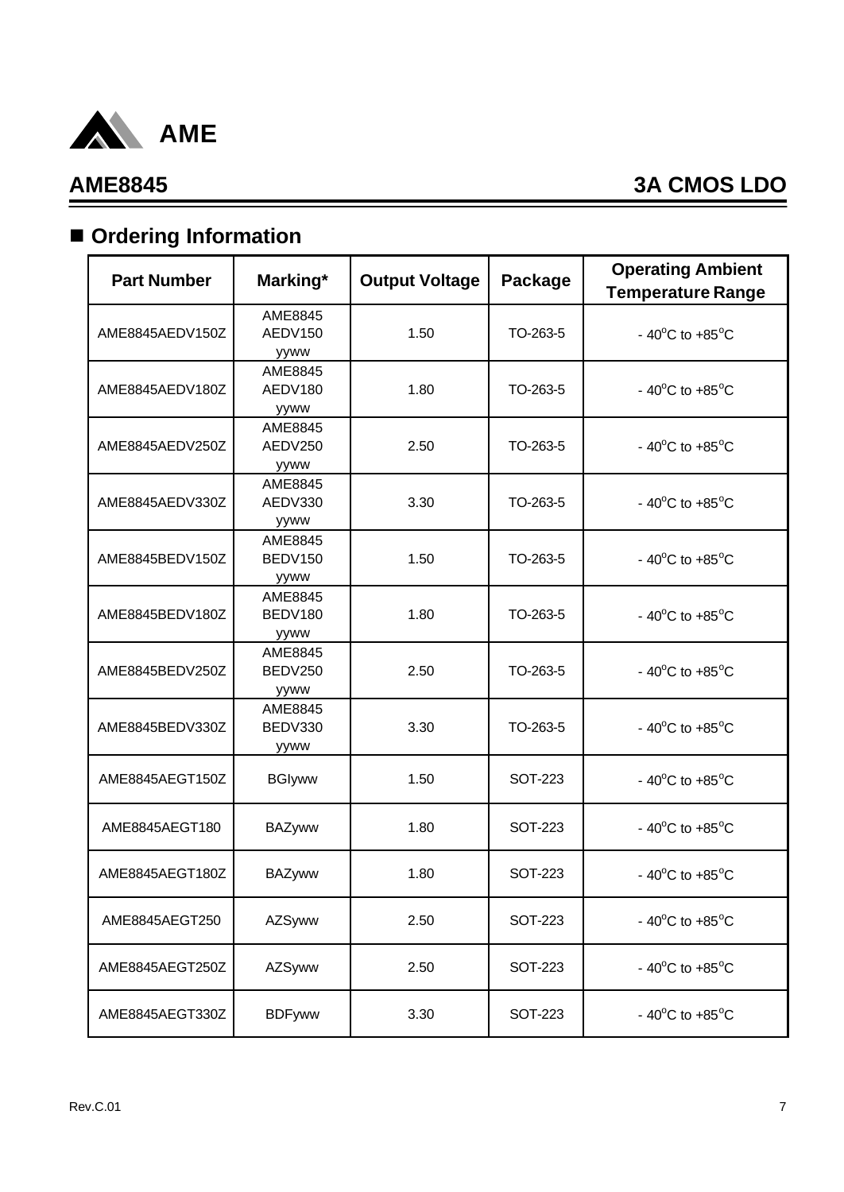## AME8845 3A CMOS LDO

## ■ Ordering Information

| Part Number | Marking* | Output Voltage | Package | Operating Ambient Temperature Range |
|---|---|---|---|---|
| AME8845AEDV150Z | AME8845 AEDV150 yyww | 1.50 | TO-263-5 | - 40°C to +85°C |
| AME8845AEDV180Z | AME8845 AEDV180 yyww | 1.80 | TO-263-5 | - 40°C to +85°C |
| AME8845AEDV250Z | AME8845 AEDV250 yyww | 2.50 | TO-263-5 | - 40°C to +85°C |
| AME8845AEDV330Z | AME8845 AEDV330 yyww | 3.30 | TO-263-5 | - 40°C to +85°C |
| AME8845BEDV150Z | AME8845 BEDV150 yyww | 1.50 | TO-263-5 | - 40°C to +85°C |
| AME8845BEDV180Z | AME8845 BEDV180 yyww | 1.80 | TO-263-5 | - 40°C to +85°C |
| AME8845BEDV250Z | AME8845 BEDV250 yyww | 2.50 | TO-263-5 | - 40°C to +85°C |
| AME8845BEDV330Z | AME8845 BEDV330 yyww | 3.30 | TO-263-5 | - 40°C to +85°C |
| AME8845AEGT150Z | BGIyww | 1.50 | SOT-223 | - 40°C to +85°C |
| AME8845AEGT180 | BAZyww | 1.80 | SOT-223 | - 40°C to +85°C |
| AME8845AEGT180Z | BAZyww | 1.80 | SOT-223 | - 40°C to +85°C |
| AME8845AEGT250 | AZSyww | 2.50 | SOT-223 | - 40°C to +85°C |
| AME8845AEGT250Z | AZSyww | 2.50 | SOT-223 | - 40°C to +85°C |
| AME8845AEGT330Z | BDFyww | 3.30 | SOT-223 | - 40°C to +85°C |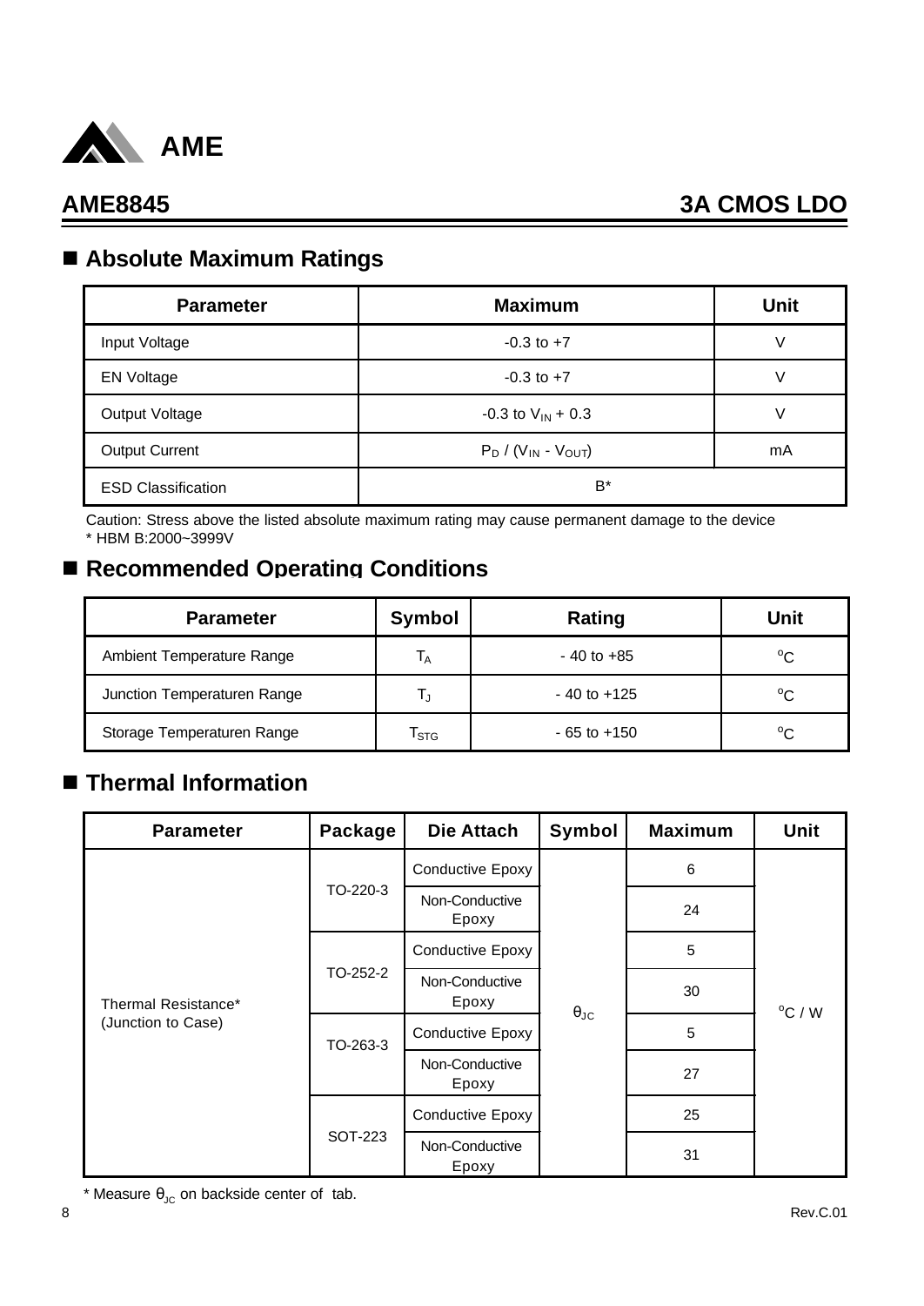## AME8845 3A CMOS LDO

## ■ Absolute Maximum Ratings

| Parameter | Maximum | Unit |
|---|---|---|
| Input Voltage | -0.3 to +7 | V |
| EN Voltage | -0.3 to +7 | V |
| Output Voltage | -0.3 to $V_{IN}$ + 0.3 | V |
| Output Current | $P_D$ / ($V_{IN}$ - $V_{OUT}$) | mA |
| ESD Classification | B* | |

Caution: Stress above the listed absolute maximum rating may cause permanent damage to the device
* HBM B:2000~3999V

## ■ Recommended Operating Conditions

| Parameter | Symbol | Rating | Unit |
|---|---|---|---|
| Ambient Temperature Range | $T_A$ | - 40 to +85 | $^oC$ |
| Junction Temperaturen Range | $T_J$ | - 40 to +125 | $^oC$ |
| Storage Temperaturen Range | $T_{STG}$ | - 65 to +150 | $^oC$ |

## ■ Thermal Information

| Parameter | Package | Die Attach | Symbol | Maximum | Unit |
|---|---|---|---|---|---|
| Thermal Resistance* (Junction to Case) | TO-220-3 | Conductive Epoxy | $\theta_{JC}$ | 6 | $^oC$ / W |
| | | Non-Conductive Epoxy | | 24 | |
| | TO-252-2 | Conductive Epoxy | | 5 | |
| | | Non-Conductive Epoxy | | 30 | |
| | TO-263-3 | Conductive Epoxy | | 5 | |
| | | Non-Conductive Epoxy | | 27 | |
| | SOT-223 | Conductive Epoxy | | 25 | |
| | | Non-Conductive Epoxy | | 31 | |

* Measure $\theta_{JC}$ on backside center of tab.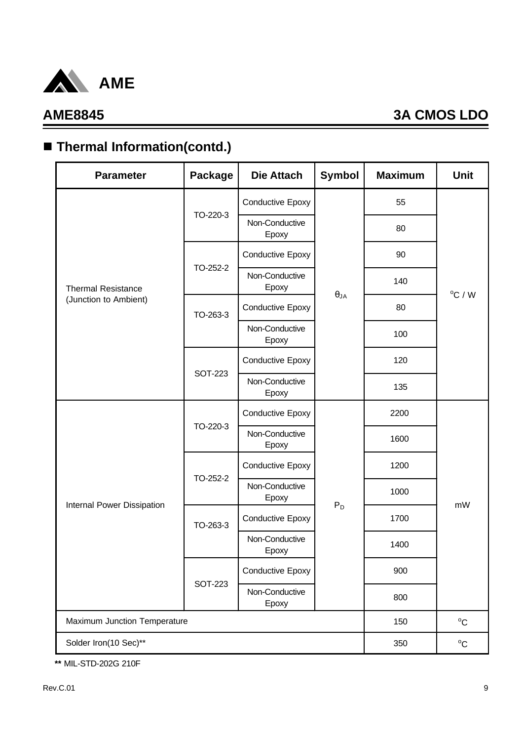## ■ Thermal Information(contd.)

| Parameter | Package | Die Attach | Symbol | Maximum | Unit |
|---|---|---|---|---|---|
| Thermal Resistance (Junction to Ambient) | TO-220-3 | Conductive Epoxy | $\theta_{JA}$ | 55 | $^oC$ / W |
| | | Non-Conductive Epoxy | | 80 | |
| | TO-252-2 | Conductive Epoxy | | 90 | |
| | | Non-Conductive Epoxy | | 140 | |
| | TO-263-3 | Conductive Epoxy | | 80 | |
| | | Non-Conductive Epoxy | | 100 | |
| | SOT-223 | Conductive Epoxy | | 120 | |
| | | Non-Conductive Epoxy | | 135 | |
| Internal Power Dissipation | TO-220-3 | Conductive Epoxy | $P_D$ | 2200 | mW |
| | | Non-Conductive Epoxy | | 1600 | |
| | TO-252-2 | Conductive Epoxy | | 1200 | |
| | | Non-Conductive Epoxy | | 1000 | |
| | TO-263-3 | Conductive Epoxy | | 1700 | |
| | | Non-Conductive Epoxy | | 1400 | |
| | SOT-223 | Conductive Epoxy | | 900 | |
| | | Non-Conductive Epoxy | | 800 | |
| Maximum Junction Temperature | | | | 150 | $^oC$ |
| Solder Iron(10 Sec)** | | | | 350 | $^oC$ |

**\*\*** MIL-STD-202G 210F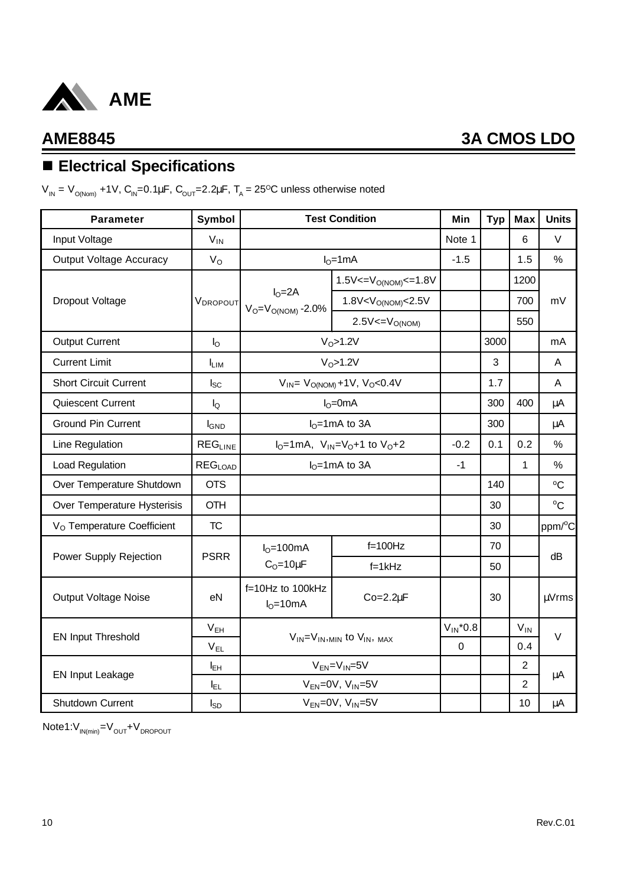## AME8845 3A CMOS LDO

## ■ Electrical Specifications

$V_{IN} = V_{O(Nom)} +1V$, $C_{IN}$=0.1µF, $C_{OUT}$=2.2µF, $T_A$ = 25°C unless otherwise noted

| Parameter | Symbol | Test Condition | | Min | Typ | Max | Units |
|---|---|---|---|---|---|---|---|
| Input Voltage | $V_{IN}$ | | | Note 1 | | 6 | V |
| Output Voltage Accuracy | $V_O$ | $I_O$=1mA | | -1.5 | | 1.5 | % |
| Dropout Voltage | $V_{DROPOUT}$ | $I_O$=2A $V_O=V_{O(NOM)}$ -2.0% | $1.5V<=V_{O(NOM)}<=1.8V$ | | | 1200 | mV |
| | | | $1.8V<V_{O(NOM)}<2.5V$ | | | 700 | |
| | | | $2.5V<=V_{O(NOM)}$ | | | 550 | |
| Output Current | $I_O$ | $V_O$>1.2V | | | 3000 | | mA |
| Current Limit | $I_{LIM}$ | $V_O$>1.2V | | | 3 | | A |
| Short Circuit Current | $I_{SC}$ | $V_{IN}= V_{O(NOM)}+1V$, $V_O$<0.4V | | | 1.7 | | A |
| Quiescent Current | $I_Q$ | $I_O$=0mA | | | 300 | 400 | µA |
| Ground Pin Current | $I_{GND}$ | $I_O$=1mA to 3A | | | 300 | | µA |
| Line Regulation | $REG_{LINE}$ | $I_O$=1mA, $V_{IN}=V_O+1$ to $V_O+2$ | | -0.2 | 0.1 | 0.2 | % |
| Load Regulation | $REG_{LOAD}$ | $I_O$=1mA to 3A | | -1 | | 1 | % |
| Over Temperature Shutdown | OTS | | | | 140 | | °C |
| Over Temperature Hysterisis | OTH | | | | 30 | | °C |
| $V_O$ Temperature Coefficient | TC | | | | 30 | | ppm/°C |
| Power Supply Rejection | PSRR | $I_O$=100mA $C_O$=10µF | f=100Hz | | 70 | | dB |
| | | | f=1kHz | | 50 | | |
| Output Voltage Noise | eN | f=10Hz to 100kHz $I_O$=10mA | Co=2.2µF | | 30 | | µVrms |
| EN Input Threshold | $V_{EH}$ | $V_{IN}=V_{IN,MIN}$ to $V_{IN,MAX}$ | | $V_{IN}$*0.8 | | $V_{IN}$ | V |
| | $V_{EL}$ | | | 0 | | 0.4 | |
| EN Input Leakage | $I_{EH}$ | $V_{EN}=V_{IN}$=5V | | | | 2 | µA |
| | $I_{EL}$ | $V_{EN}$=0V, $V_{IN}$=5V | | | | 2 | |
| Shutdown Current | $I_{SD}$ | $V_{EN}$=0V, $V_{IN}$=5V | | | | 10 | µA |

Note1: $V_{IN(min)}=V_{OUT}+V_{DROPOUT}$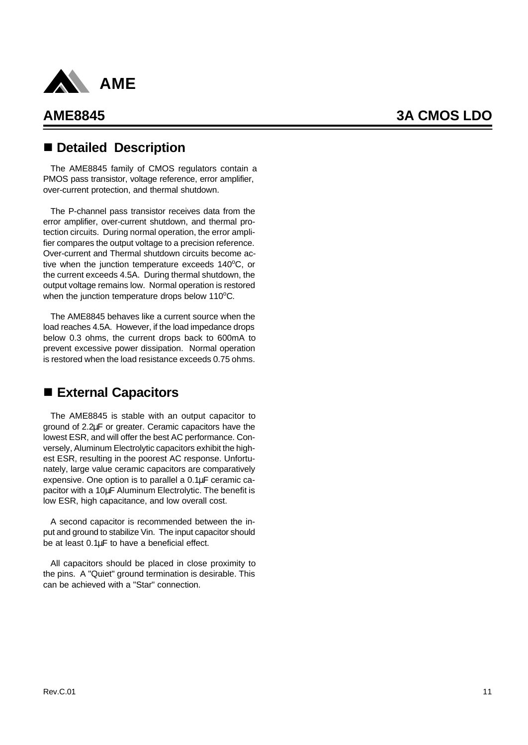## ■ Detailed Description

The AME8845 family of CMOS regulators contain a PMOS pass transistor, voltage reference, error amplifier, over-current protection, and thermal shutdown.

The P-channel pass transistor receives data from the error amplifier, over-current shutdown, and thermal protection circuits. During normal operation, the error amplifier compares the output voltage to a precision reference. Over-current and Thermal shutdown circuits become active when the junction temperature exceeds 140°C, or the current exceeds 4.5A. During thermal shutdown, the output voltage remains low. Normal operation is restored when the junction temperature drops below 110°C.

The AME8845 behaves like a current source when the load reaches 4.5A. However, if the load impedance drops below 0.3 ohms, the current drops back to 600mA to prevent excessive power dissipation. Normal operation is restored when the load resistance exceeds 0.75 ohms.

## ■ External Capacitors

The AME8845 is stable with an output capacitor to ground of 2.2µF or greater. Ceramic capacitors have the lowest ESR, and will offer the best AC performance. Conversely, Aluminum Electrolytic capacitors exhibit the highest ESR, resulting in the poorest AC response. Unfortunately, large value ceramic capacitors are comparatively expensive. One option is to parallel a 0.1µF ceramic capacitor with a 10µF Aluminum Electrolytic. The benefit is low ESR, high capacitance, and low overall cost.

A second capacitor is recommended between the input and ground to stabilize Vin. The input capacitor should be at least 0.1µF to have a beneficial effect.

All capacitors should be placed in close proximity to the pins. A "Quiet" ground termination is desirable. This can be achieved with a "Star" connection.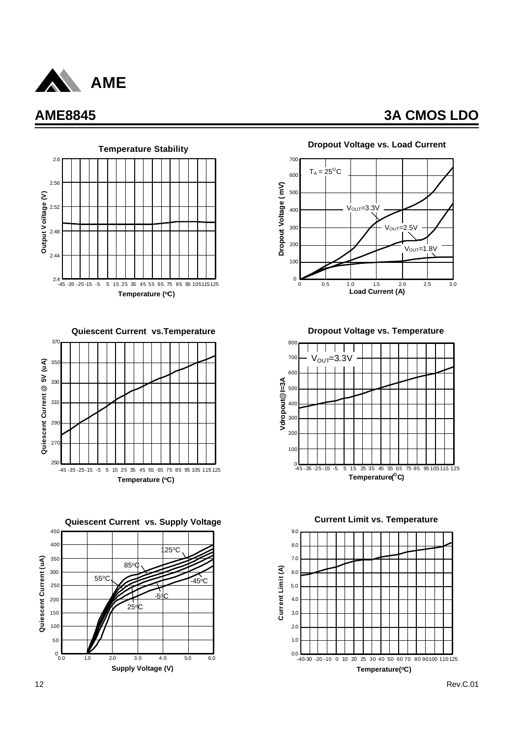# AME8845

## 3A CMOS LDO

**Temperature Stability**

Output Voltage (V) vs. Temperature (°C)

**Dropout Voltage vs. Load Current**

$T_A = 25^{O}C$

$V_{OUT}$=3.3V, $V_{OUT}$=2.5V, $V_{OUT}$=1.8V

Dropout Voltage (mV) vs. Load Current (A)

**Quiescent Current vs.Temperature**

Quiescent Current @ 5V (uA) vs. Temperature (°C)

**Dropout Voltage vs. Temperature**

$V_{OUT}$=3.3V

Vdropout@I=3A vs. Temperature(°C)

**Quiescent Current vs. Supply Voltage**

125°C, 85°C, 55°C, -45°C, -5°C, 25°C

Quiescent Current (uA) vs. Supply Voltage (V)

**Current Limit vs. Temperature**

Current Limit (A) vs. Temperature(°C)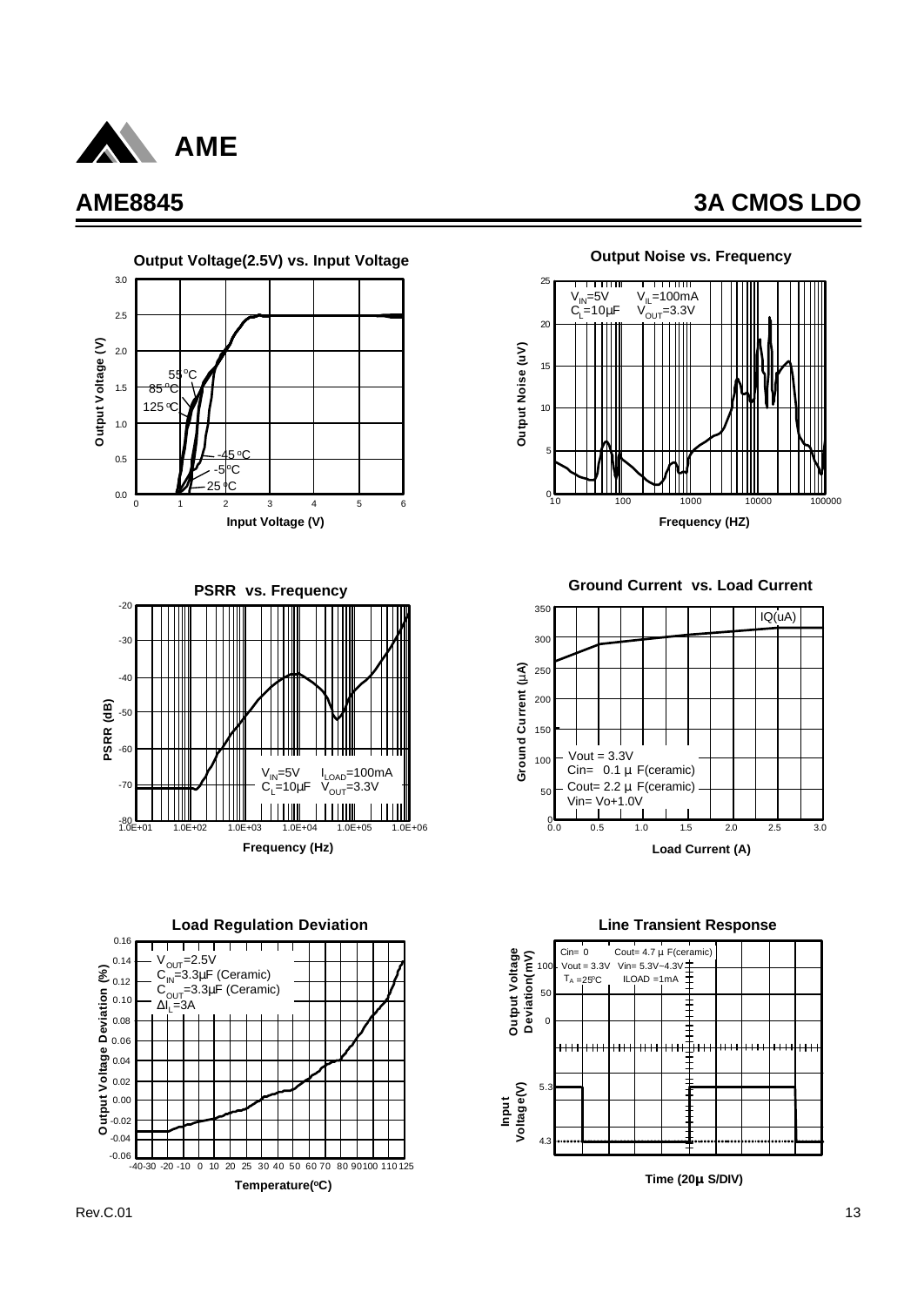# AME8845

## 3A CMOS LDO

**Output Voltage(2.5V) vs. Input Voltage**

Output Voltage (V) vs. Input Voltage (V)

55°C, 85°C, 125°C, -45°C, -5°C, 25°C

**Output Noise vs. Frequency**

$V_{IN}$=5V $V_{IL}$=100mA
$C_L$=10µF $V_{OUT}$=3.3V

Output Noise (uV) vs. Frequency (HZ)

**PSRR vs. Frequency**

$V_{IN}$=5V $I_{LOAD}$=100mA
$C_L$=10µF $V_{OUT}$=3.3V

PSRR (dB) vs. Frequency (Hz)

**Ground Current vs. Load Current**

IQ(uA)

Vout = 3.3V
Cin= 0.1 µF(ceramic)
Cout= 2.2 µF(ceramic)
Vin= Vo+1.0V

Ground Current (µA) vs. Load Current (A)

**Load Regulation Deviation**

$V_{OUT}$=2.5V
$C_{IN}$=3.3µF (Ceramic)
$C_{OUT}$=3.3µF (Ceramic)
$\Delta I_L$=3A

Output Voltage Deviation (%) vs. Temperature(°C)

**Line Transient Response**

Cin= 0 Cout= 4.7 µF(ceramic)
Vout = 3.3V Vin= 5.3V~4.3V
$T_A$ =25°C ILOAD =1mA

Output Voltage Deviation(mV); Input Voltage(V)

Time (20µS/DIV)

Rev.C.01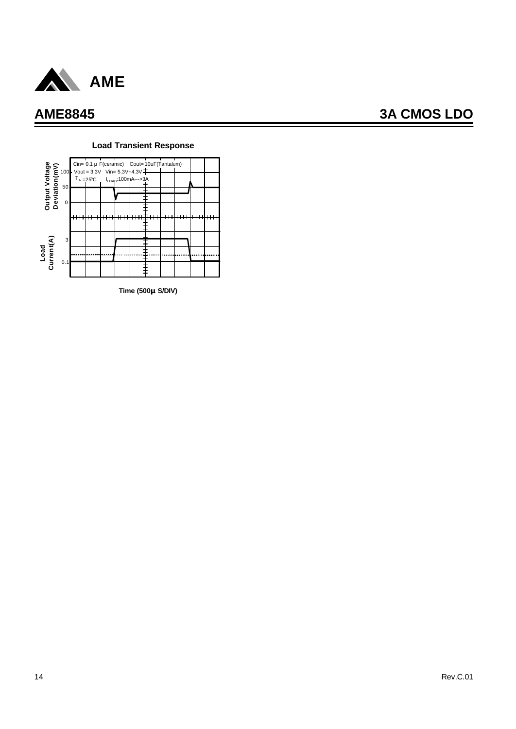# AME8845 3A CMOS LDO

**Load Transient Response**

Cin= 0.1 µF(ceramic) Cout= 10uF(Tantalum)
Vout = 3.3V Vin= 5.3V~4.3V
$T_A$ =25ºC $I_{LOAD}$:100mA--->3A

Output Voltage Deviation(mV): 100, 50, 0

Load Current(A): 3, 0.1

Time (500µ S/DIV)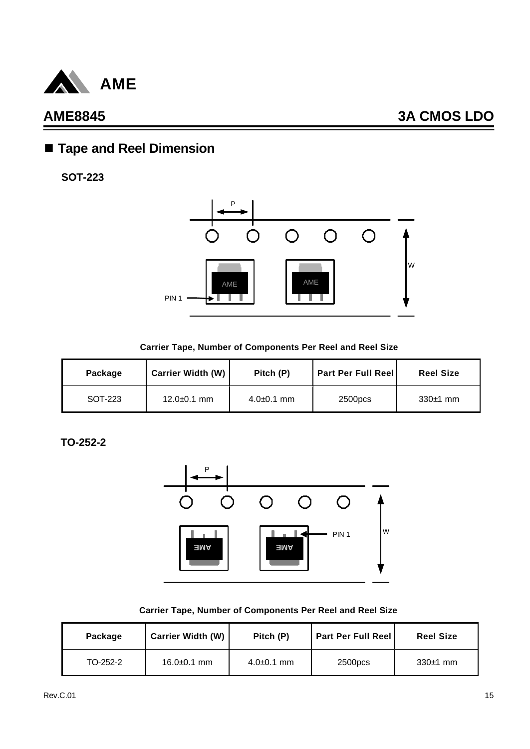## ■ Tape and Reel Dimension

**SOT-223**

**Carrier Tape, Number of Components Per Reel and Reel Size**

| Package | Carrier Width (W) | Pitch (P) | Part Per Full Reel | Reel Size |
|---|---|---|---|---|
| SOT-223 | 12.0±0.1 mm | 4.0±0.1 mm | 2500pcs | 330±1 mm |

**TO-252-2**

**Carrier Tape, Number of Components Per Reel and Reel Size**

| Package | Carrier Width (W) | Pitch (P) | Part Per Full Reel | Reel Size |
|---|---|---|---|---|
| TO-252-2 | 16.0±0.1 mm | 4.0±0.1 mm | 2500pcs | 330±1 mm |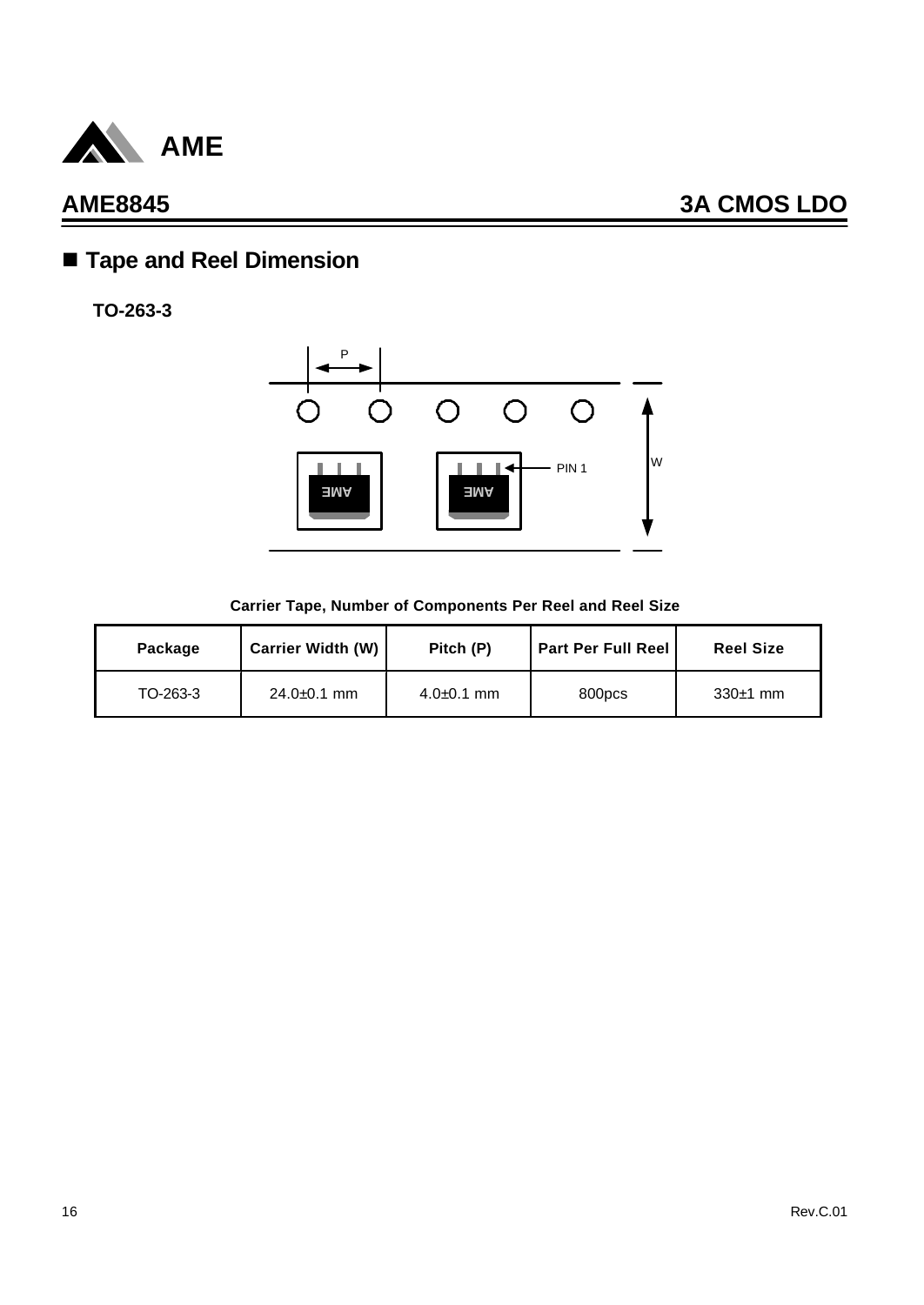## ■ Tape and Reel Dimension

**TO-263-3**

P

PIN 1

W

**Carrier Tape, Number of Components Per Reel and Reel Size**

| Package | Carrier Width (W) | Pitch (P) | Part Per Full Reel | Reel Size |
|---|---|---|---|---|
| TO-263-3 | 24.0±0.1 mm | 4.0±0.1 mm | 800pcs | 330±1 mm |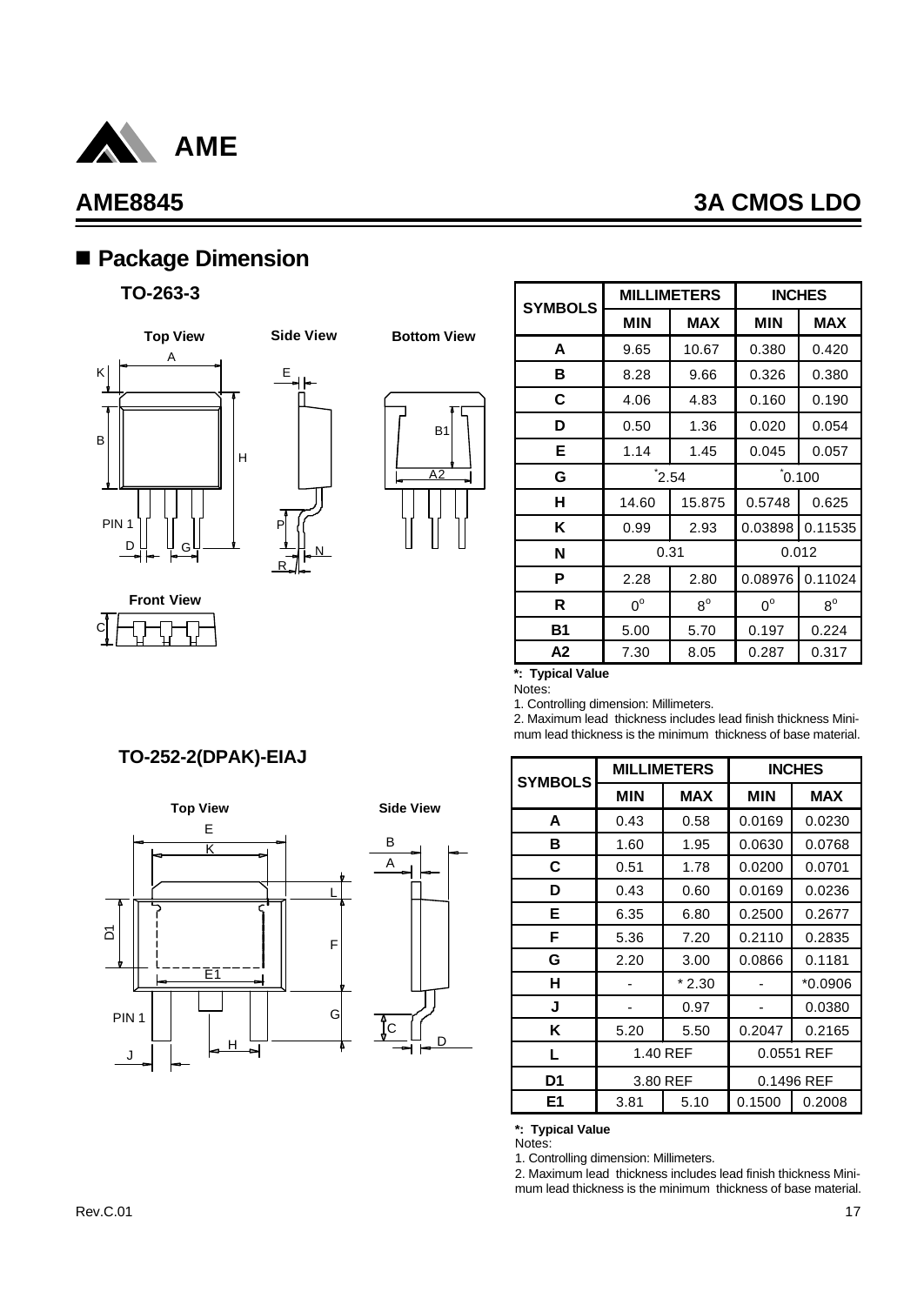# AME8845 3A CMOS LDO

## ■ Package Dimension

### TO-263-3

Top View | Side View | Bottom View | Front View

| SYMBOLS | MILLIMETERS | | INCHES | |
|---|---|---|---|---|
| | MIN | MAX | MIN | MAX |
| A | 9.65 | 10.67 | 0.380 | 0.420 |
| B | 8.28 | 9.66 | 0.326 | 0.380 |
| C | 4.06 | 4.83 | 0.160 | 0.190 |
| D | 0.50 | 1.36 | 0.020 | 0.054 |
| E | 1.14 | 1.45 | 0.045 | 0.057 |
| G | *2.54 | | *0.100 | |
| H | 14.60 | 15.875 | 0.5748 | 0.625 |
| K | 0.99 | 2.93 | 0.03898 | 0.11535 |
| N | 0.31 | | 0.012 | |
| P | 2.28 | 2.80 | 0.08976 | 0.11024 |
| R | $0^o$ | $8^o$ | $0^o$ | $8^o$ |
| B1 | 5.00 | 5.70 | 0.197 | 0.224 |
| A2 | 7.30 | 8.05 | 0.287 | 0.317 |

**\*: Typical Value**

Notes:

1. Controlling dimension: Millimeters.
2. Maximum lead thickness includes lead finish thickness Minimum lead thickness is the minimum thickness of base material.

### TO-252-2(DPAK)-EIAJ

Top View | Side View

| SYMBOLS | MILLIMETERS | | INCHES | |
|---|---|---|---|---|
| | MIN | MAX | MIN | MAX |
| A | 0.43 | 0.58 | 0.0169 | 0.0230 |
| B | 1.60 | 1.95 | 0.0630 | 0.0768 |
| C | 0.51 | 1.78 | 0.0200 | 0.0701 |
| D | 0.43 | 0.60 | 0.0169 | 0.0236 |
| E | 6.35 | 6.80 | 0.2500 | 0.2677 |
| F | 5.36 | 7.20 | 0.2110 | 0.2835 |
| G | 2.20 | 3.00 | 0.0866 | 0.1181 |
| H | - | * 2.30 | - | *0.0906 |
| J | - | 0.97 | - | 0.0380 |
| K | 5.20 | 5.50 | 0.2047 | 0.2165 |
| L | 1.40 REF | | 0.0551 REF | |
| D1 | 3.80 REF | | 0.1496 REF | |
| E1 | 3.81 | 5.10 | 0.1500 | 0.2008 |

**\*: Typical Value**

Notes:

1. Controlling dimension: Millimeters.
2. Maximum lead thickness includes lead finish thickness Minimum lead thickness is the minimum thickness of base material.

Rev.C.01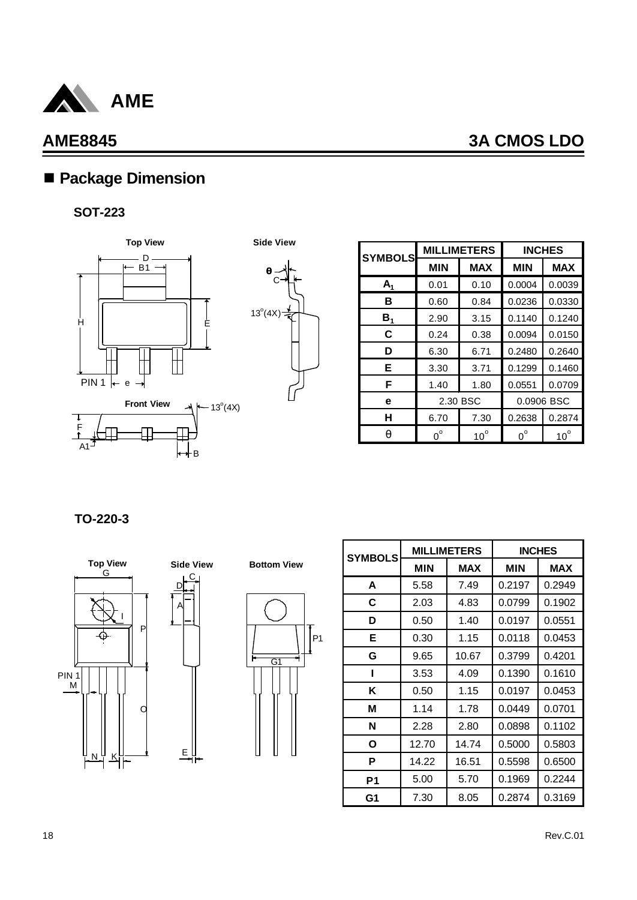## AME8845 3A CMOS LDO

## ■ Package Dimension

### SOT-223

| SYMBOLS | MILLIMETERS | | INCHES | |
|---|---|---|---|---|
| | MIN | MAX | MIN | MAX |
| $A_1$ | 0.01 | 0.10 | 0.0004 | 0.0039 |
| B | 0.60 | 0.84 | 0.0236 | 0.0330 |
| $B_1$ | 2.90 | 3.15 | 0.1140 | 0.1240 |
| C | 0.24 | 0.38 | 0.0094 | 0.0150 |
| D | 6.30 | 6.71 | 0.2480 | 0.2640 |
| E | 3.30 | 3.71 | 0.1299 | 0.1460 |
| F | 1.40 | 1.80 | 0.0551 | 0.0709 |
| e | 2.30 BSC | | 0.0906 BSC | |
| H | 6.70 | 7.30 | 0.2638 | 0.2874 |
| θ | $0^o$ | $10^o$ | $0^o$ | $10^o$ |

### TO-220-3

| SYMBOLS | MILLIMETERS | | INCHES | |
|---|---|---|---|---|
| | MIN | MAX | MIN | MAX |
| A | 5.58 | 7.49 | 0.2197 | 0.2949 |
| C | 2.03 | 4.83 | 0.0799 | 0.1902 |
| D | 0.50 | 1.40 | 0.0197 | 0.0551 |
| E | 0.30 | 1.15 | 0.0118 | 0.0453 |
| G | 9.65 | 10.67 | 0.3799 | 0.4201 |
| I | 3.53 | 4.09 | 0.1390 | 0.1610 |
| K | 0.50 | 1.15 | 0.0197 | 0.0453 |
| M | 1.14 | 1.78 | 0.0449 | 0.0701 |
| N | 2.28 | 2.80 | 0.0898 | 0.1102 |
| O | 12.70 | 14.74 | 0.5000 | 0.5803 |
| P | 14.22 | 16.51 | 0.5598 | 0.6500 |
| P1 | 5.00 | 5.70 | 0.1969 | 0.2244 |
| G1 | 7.30 | 8.05 | 0.2874 | 0.3169 |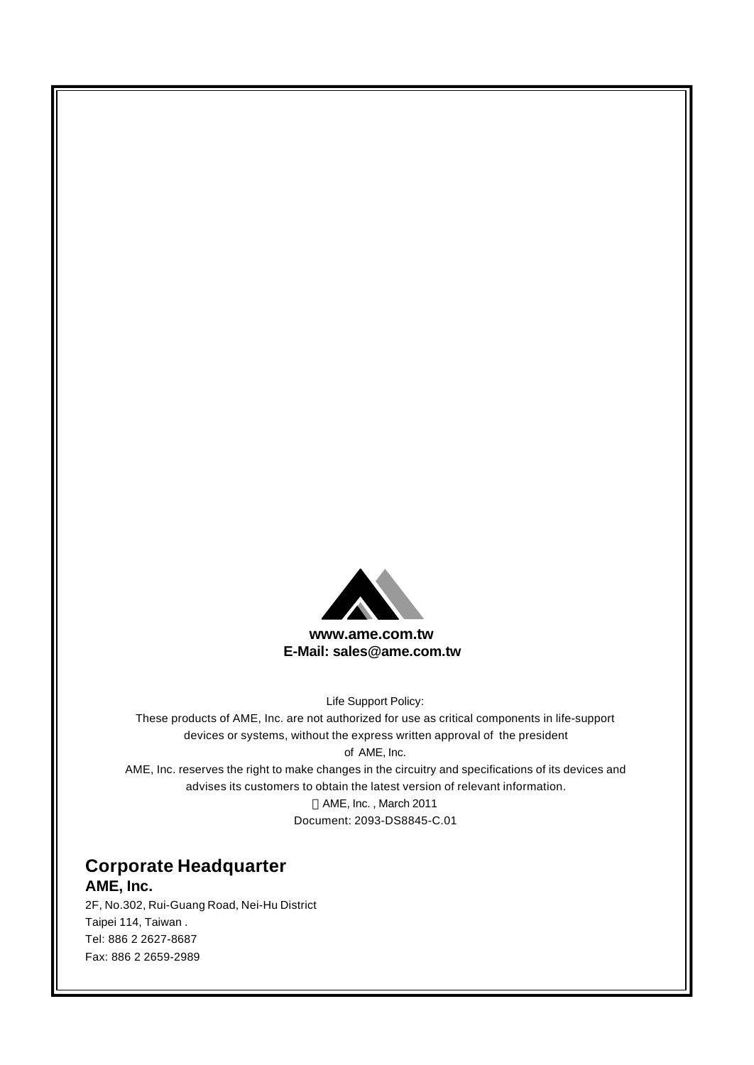**www.ame.com.tw**
**E-Mail: sales@ame.com.tw**

Life Support Policy:
These products of AME, Inc. are not authorized for use as critical components in life-support devices or systems, without the express written approval of the president of AME, Inc.

AME, Inc. reserves the right to make changes in the circuitry and specifications of its devices and advises its customers to obtain the latest version of relevant information.

 AME, Inc. , March 2011

Document: 2093-DS8845-C.01

## Corporate Headquarter

**AME, Inc.**

2F, No.302, Rui-Guang Road, Nei-Hu District
Taipei 114, Taiwan .
Tel: 886 2 2627-8687
Fax: 886 2 2659-2989